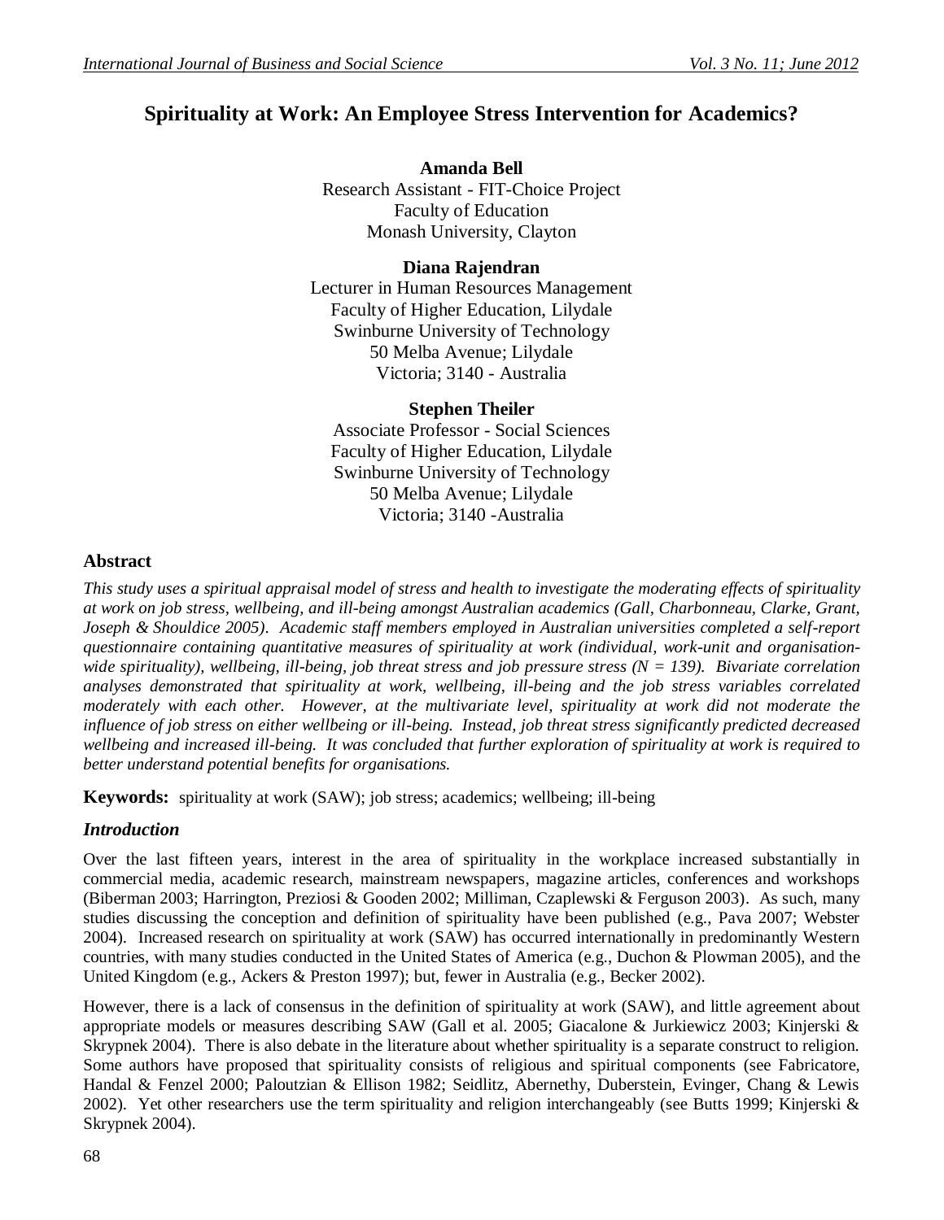# Spirituality at Work: An Employee Stress Intervention for Academics?

**Amanda Bell**
Research Assistant - FIT-Choice Project
Faculty of Education
Monash University, Clayton

**Diana Rajendran**
Lecturer in Human Resources Management
Faculty of Higher Education, Lilydale
Swinburne University of Technology
50 Melba Avenue; Lilydale
Victoria; 3140 - Australia

**Stephen Theiler**
Associate Professor - Social Sciences
Faculty of Higher Education, Lilydale
Swinburne University of Technology
50 Melba Avenue; Lilydale
Victoria; 3140 -Australia

## Abstract

*This study uses a spiritual appraisal model of stress and health to investigate the moderating effects of spirituality at work on job stress, wellbeing, and ill-being amongst Australian academics (Gall, Charbonneau, Clarke, Grant, Joseph & Shouldice 2005). Academic staff members employed in Australian universities completed a self-report questionnaire containing quantitative measures of spirituality at work (individual, work-unit and organisation-wide spirituality), wellbeing, ill-being, job threat stress and job pressure stress (N = 139). Bivariate correlation analyses demonstrated that spirituality at work, wellbeing, ill-being and the job stress variables correlated moderately with each other. However, at the multivariate level, spirituality at work did not moderate the influence of job stress on either wellbeing or ill-being. Instead, job threat stress significantly predicted decreased wellbeing and increased ill-being. It was concluded that further exploration of spirituality at work is required to better understand potential benefits for organisations.*

**Keywords:** spirituality at work (SAW); job stress; academics; wellbeing; ill-being

## *Introduction*

Over the last fifteen years, interest in the area of spirituality in the workplace increased substantially in commercial media, academic research, mainstream newspapers, magazine articles, conferences and workshops (Biberman 2003; Harrington, Preziosi & Gooden 2002; Milliman, Czaplewski & Ferguson 2003). As such, many studies discussing the conception and definition of spirituality have been published (e.g., Pava 2007; Webster 2004). Increased research on spirituality at work (SAW) has occurred internationally in predominantly Western countries, with many studies conducted in the United States of America (e.g., Duchon & Plowman 2005), and the United Kingdom (e.g., Ackers & Preston 1997); but, fewer in Australia (e.g., Becker 2002).

However, there is a lack of consensus in the definition of spirituality at work (SAW), and little agreement about appropriate models or measures describing SAW (Gall et al. 2005; Giacalone & Jurkiewicz 2003; Kinjerski & Skrypnek 2004). There is also debate in the literature about whether spirituality is a separate construct to religion. Some authors have proposed that spirituality consists of religious and spiritual components (see Fabricatore, Handal & Fenzel 2000; Paloutzian & Ellison 1982; Seidlitz, Abernethy, Duberstein, Evinger, Chang & Lewis 2002). Yet other researchers use the term spirituality and religion interchangeably (see Butts 1999; Kinjerski & Skrypnek 2004).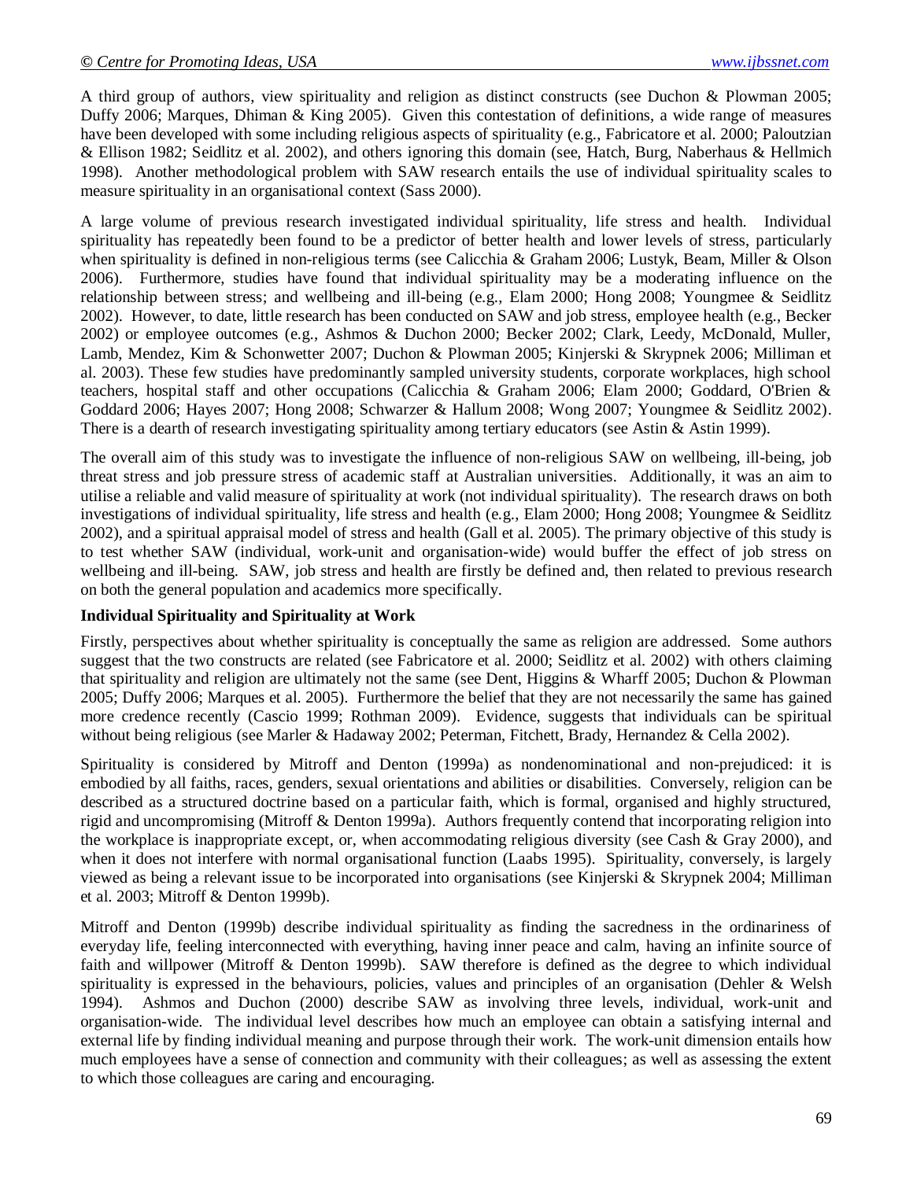A third group of authors, view spirituality and religion as distinct constructs (see Duchon & Plowman 2005; Duffy 2006; Marques, Dhiman & King 2005). Given this contestation of definitions, a wide range of measures have been developed with some including religious aspects of spirituality (e.g., Fabricatore et al. 2000; Paloutzian & Ellison 1982; Seidlitz et al. 2002), and others ignoring this domain (see, Hatch, Burg, Naberhaus & Hellmich 1998). Another methodological problem with SAW research entails the use of individual spirituality scales to measure spirituality in an organisational context (Sass 2000).

A large volume of previous research investigated individual spirituality, life stress and health. Individual spirituality has repeatedly been found to be a predictor of better health and lower levels of stress, particularly when spirituality is defined in non-religious terms (see Calicchia & Graham 2006; Lustyk, Beam, Miller & Olson 2006). Furthermore, studies have found that individual spirituality may be a moderating influence on the relationship between stress; and wellbeing and ill-being (e.g., Elam 2000; Hong 2008; Youngmee & Seidlitz 2002). However, to date, little research has been conducted on SAW and job stress, employee health (e.g., Becker 2002) or employee outcomes (e.g., Ashmos & Duchon 2000; Becker 2002; Clark, Leedy, McDonald, Muller, Lamb, Mendez, Kim & Schonwetter 2007; Duchon & Plowman 2005; Kinjerski & Skrypnek 2006; Milliman et al. 2003). These few studies have predominantly sampled university students, corporate workplaces, high school teachers, hospital staff and other occupations (Calicchia & Graham 2006; Elam 2000; Goddard, O'Brien & Goddard 2006; Hayes 2007; Hong 2008; Schwarzer & Hallum 2008; Wong 2007; Youngmee & Seidlitz 2002). There is a dearth of research investigating spirituality among tertiary educators (see Astin & Astin 1999).

The overall aim of this study was to investigate the influence of non-religious SAW on wellbeing, ill-being, job threat stress and job pressure stress of academic staff at Australian universities. Additionally, it was an aim to utilise a reliable and valid measure of spirituality at work (not individual spirituality). The research draws on both investigations of individual spirituality, life stress and health (e.g., Elam 2000; Hong 2008; Youngmee & Seidlitz 2002), and a spiritual appraisal model of stress and health (Gall et al. 2005). The primary objective of this study is to test whether SAW (individual, work-unit and organisation-wide) would buffer the effect of job stress on wellbeing and ill-being. SAW, job stress and health are firstly be defined and, then related to previous research on both the general population and academics more specifically.

**Individual Spirituality and Spirituality at Work**

Firstly, perspectives about whether spirituality is conceptually the same as religion are addressed. Some authors suggest that the two constructs are related (see Fabricatore et al. 2000; Seidlitz et al. 2002) with others claiming that spirituality and religion are ultimately not the same (see Dent, Higgins & Wharff 2005; Duchon & Plowman 2005; Duffy 2006; Marques et al. 2005). Furthermore the belief that they are not necessarily the same has gained more credence recently (Cascio 1999; Rothman 2009). Evidence, suggests that individuals can be spiritual without being religious (see Marler & Hadaway 2002; Peterman, Fitchett, Brady, Hernandez & Cella 2002).

Spirituality is considered by Mitroff and Denton (1999a) as nondenominational and non-prejudiced: it is embodied by all faiths, races, genders, sexual orientations and abilities or disabilities. Conversely, religion can be described as a structured doctrine based on a particular faith, which is formal, organised and highly structured, rigid and uncompromising (Mitroff & Denton 1999a). Authors frequently contend that incorporating religion into the workplace is inappropriate except, or, when accommodating religious diversity (see Cash & Gray 2000), and when it does not interfere with normal organisational function (Laabs 1995). Spirituality, conversely, is largely viewed as being a relevant issue to be incorporated into organisations (see Kinjerski & Skrypnek 2004; Milliman et al. 2003; Mitroff & Denton 1999b).

Mitroff and Denton (1999b) describe individual spirituality as finding the sacredness in the ordinariness of everyday life, feeling interconnected with everything, having inner peace and calm, having an infinite source of faith and willpower (Mitroff & Denton 1999b). SAW therefore is defined as the degree to which individual spirituality is expressed in the behaviours, policies, values and principles of an organisation (Dehler & Welsh 1994). Ashmos and Duchon (2000) describe SAW as involving three levels, individual, work-unit and organisation-wide. The individual level describes how much an employee can obtain a satisfying internal and external life by finding individual meaning and purpose through their work. The work-unit dimension entails how much employees have a sense of connection and community with their colleagues; as well as assessing the extent to which those colleagues are caring and encouraging.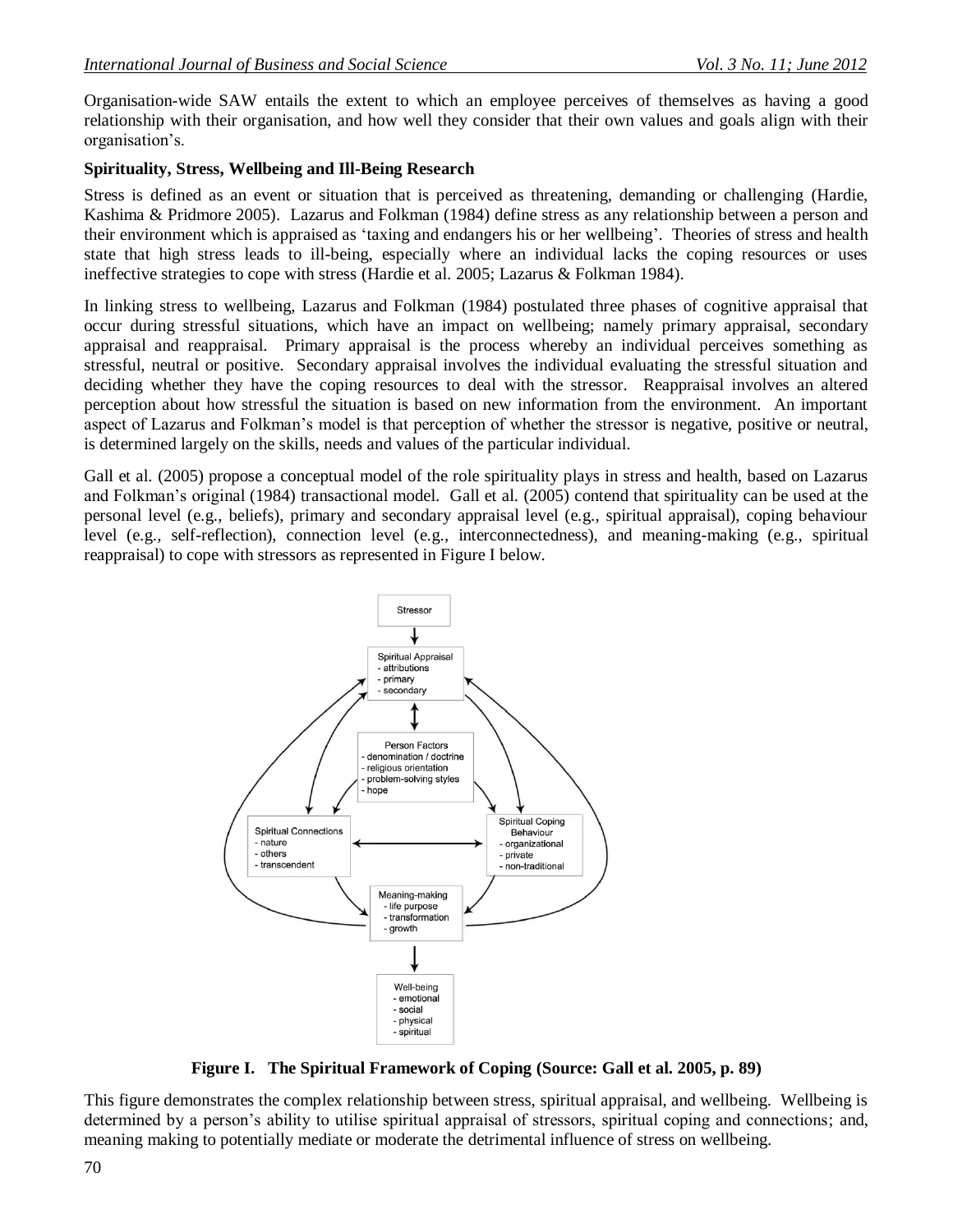Organisation-wide SAW entails the extent to which an employee perceives of themselves as having a good relationship with their organisation, and how well they consider that their own values and goals align with their organisation's.

**Spirituality, Stress, Wellbeing and Ill-Being Research**

Stress is defined as an event or situation that is perceived as threatening, demanding or challenging (Hardie, Kashima & Pridmore 2005). Lazarus and Folkman (1984) define stress as any relationship between a person and their environment which is appraised as 'taxing and endangers his or her wellbeing'. Theories of stress and health state that high stress leads to ill-being, especially where an individual lacks the coping resources or uses ineffective strategies to cope with stress (Hardie et al. 2005; Lazarus & Folkman 1984).

In linking stress to wellbeing, Lazarus and Folkman (1984) postulated three phases of cognitive appraisal that occur during stressful situations, which have an impact on wellbeing; namely primary appraisal, secondary appraisal and reappraisal. Primary appraisal is the process whereby an individual perceives something as stressful, neutral or positive. Secondary appraisal involves the individual evaluating the stressful situation and deciding whether they have the coping resources to deal with the stressor. Reappraisal involves an altered perception about how stressful the situation is based on new information from the environment. An important aspect of Lazarus and Folkman's model is that perception of whether the stressor is negative, positive or neutral, is determined largely on the skills, needs and values of the particular individual.

Gall et al. (2005) propose a conceptual model of the role spirituality plays in stress and health, based on Lazarus and Folkman's original (1984) transactional model. Gall et al. (2005) contend that spirituality can be used at the personal level (e.g., beliefs), primary and secondary appraisal level (e.g., spiritual appraisal), coping behaviour level (e.g., self-reflection), connection level (e.g., interconnectedness), and meaning-making (e.g., spiritual reappraisal) to cope with stressors as represented in Figure I below.

**Figure I. The Spiritual Framework of Coping (Source: Gall et al. 2005, p. 89)**

This figure demonstrates the complex relationship between stress, spiritual appraisal, and wellbeing. Wellbeing is determined by a person's ability to utilise spiritual appraisal of stressors, spiritual coping and connections; and, meaning making to potentially mediate or moderate the detrimental influence of stress on wellbeing.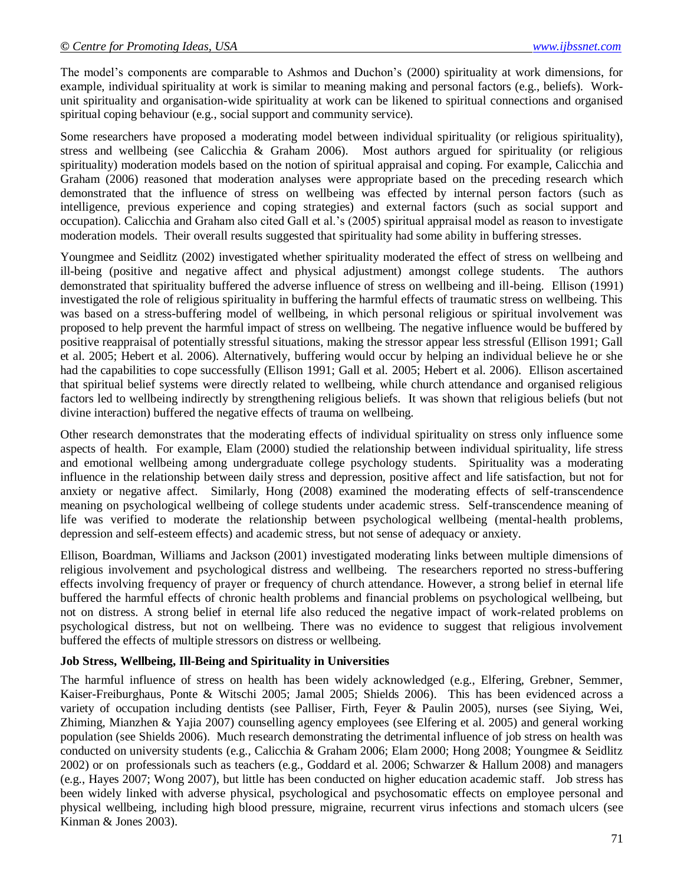The model's components are comparable to Ashmos and Duchon's (2000) spirituality at work dimensions, for example, individual spirituality at work is similar to meaning making and personal factors (e.g., beliefs). Work-unit spirituality and organisation-wide spirituality at work can be likened to spiritual connections and organised spiritual coping behaviour (e.g., social support and community service).

Some researchers have proposed a moderating model between individual spirituality (or religious spirituality), stress and wellbeing (see Calicchia & Graham 2006). Most authors argued for spirituality (or religious spirituality) moderation models based on the notion of spiritual appraisal and coping. For example, Calicchia and Graham (2006) reasoned that moderation analyses were appropriate based on the preceding research which demonstrated that the influence of stress on wellbeing was effected by internal person factors (such as intelligence, previous experience and coping strategies) and external factors (such as social support and occupation). Calicchia and Graham also cited Gall et al.'s (2005) spiritual appraisal model as reason to investigate moderation models. Their overall results suggested that spirituality had some ability in buffering stresses.

Youngmee and Seidlitz (2002) investigated whether spirituality moderated the effect of stress on wellbeing and ill-being (positive and negative affect and physical adjustment) amongst college students. The authors demonstrated that spirituality buffered the adverse influence of stress on wellbeing and ill-being. Ellison (1991) investigated the role of religious spirituality in buffering the harmful effects of traumatic stress on wellbeing. This was based on a stress-buffering model of wellbeing, in which personal religious or spiritual involvement was proposed to help prevent the harmful impact of stress on wellbeing. The negative influence would be buffered by positive reappraisal of potentially stressful situations, making the stressor appear less stressful (Ellison 1991; Gall et al. 2005; Hebert et al. 2006). Alternatively, buffering would occur by helping an individual believe he or she had the capabilities to cope successfully (Ellison 1991; Gall et al. 2005; Hebert et al. 2006). Ellison ascertained that spiritual belief systems were directly related to wellbeing, while church attendance and organised religious factors led to wellbeing indirectly by strengthening religious beliefs. It was shown that religious beliefs (but not divine interaction) buffered the negative effects of trauma on wellbeing.

Other research demonstrates that the moderating effects of individual spirituality on stress only influence some aspects of health. For example, Elam (2000) studied the relationship between individual spirituality, life stress and emotional wellbeing among undergraduate college psychology students. Spirituality was a moderating influence in the relationship between daily stress and depression, positive affect and life satisfaction, but not for anxiety or negative affect. Similarly, Hong (2008) examined the moderating effects of self-transcendence meaning on psychological wellbeing of college students under academic stress. Self-transcendence meaning of life was verified to moderate the relationship between psychological wellbeing (mental-health problems, depression and self-esteem effects) and academic stress, but not sense of adequacy or anxiety.

Ellison, Boardman, Williams and Jackson (2001) investigated moderating links between multiple dimensions of religious involvement and psychological distress and wellbeing. The researchers reported no stress-buffering effects involving frequency of prayer or frequency of church attendance. However, a strong belief in eternal life buffered the harmful effects of chronic health problems and financial problems on psychological wellbeing, but not on distress. A strong belief in eternal life also reduced the negative impact of work-related problems on psychological distress, but not on wellbeing. There was no evidence to suggest that religious involvement buffered the effects of multiple stressors on distress or wellbeing.

**Job Stress, Wellbeing, Ill-Being and Spirituality in Universities**

The harmful influence of stress on health has been widely acknowledged (e.g., Elfering, Grebner, Semmer, Kaiser-Freiburghaus, Ponte & Witschi 2005; Jamal 2005; Shields 2006). This has been evidenced across a variety of occupation including dentists (see Palliser, Firth, Feyer & Paulin 2005), nurses (see Siying, Wei, Zhiming, Mianzhen & Yajia 2007) counselling agency employees (see Elfering et al. 2005) and general working population (see Shields 2006). Much research demonstrating the detrimental influence of job stress on health was conducted on university students (e.g., Calicchia & Graham 2006; Elam 2000; Hong 2008; Youngmee & Seidlitz 2002) or on professionals such as teachers (e.g., Goddard et al. 2006; Schwarzer & Hallum 2008) and managers (e.g., Hayes 2007; Wong 2007), but little has been conducted on higher education academic staff. Job stress has been widely linked with adverse physical, psychological and psychosomatic effects on employee personal and physical wellbeing, including high blood pressure, migraine, recurrent virus infections and stomach ulcers (see Kinman & Jones 2003).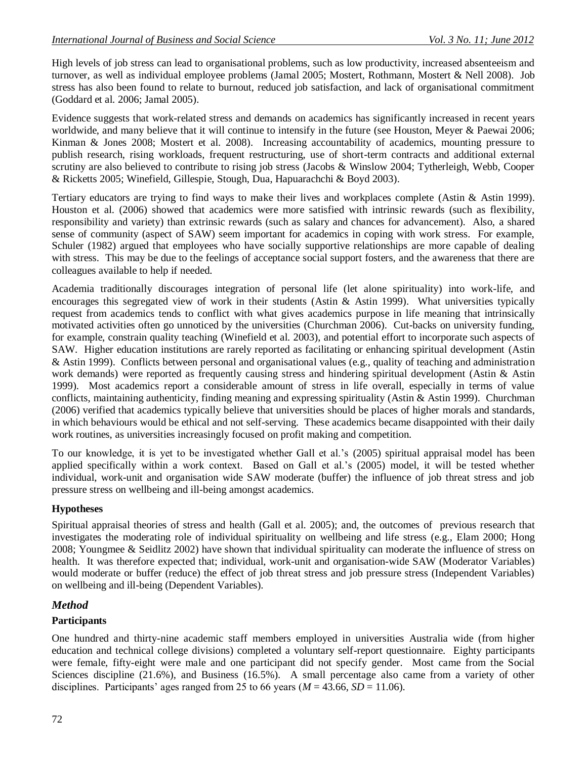High levels of job stress can lead to organisational problems, such as low productivity, increased absenteeism and turnover, as well as individual employee problems (Jamal 2005; Mostert, Rothmann, Mostert & Nell 2008). Job stress has also been found to relate to burnout, reduced job satisfaction, and lack of organisational commitment (Goddard et al. 2006; Jamal 2005).

Evidence suggests that work-related stress and demands on academics has significantly increased in recent years worldwide, and many believe that it will continue to intensify in the future (see Houston, Meyer & Paewai 2006; Kinman & Jones 2008; Mostert et al. 2008). Increasing accountability of academics, mounting pressure to publish research, rising workloads, frequent restructuring, use of short-term contracts and additional external scrutiny are also believed to contribute to rising job stress (Jacobs & Winslow 2004; Tytherleigh, Webb, Cooper & Ricketts 2005; Winefield, Gillespie, Stough, Dua, Hapuarachchi & Boyd 2003).

Tertiary educators are trying to find ways to make their lives and workplaces complete (Astin & Astin 1999). Houston et al. (2006) showed that academics were more satisfied with intrinsic rewards (such as flexibility, responsibility and variety) than extrinsic rewards (such as salary and chances for advancement). Also, a shared sense of community (aspect of SAW) seem important for academics in coping with work stress. For example, Schuler (1982) argued that employees who have socially supportive relationships are more capable of dealing with stress. This may be due to the feelings of acceptance social support fosters, and the awareness that there are colleagues available to help if needed.

Academia traditionally discourages integration of personal life (let alone spirituality) into work-life, and encourages this segregated view of work in their students (Astin & Astin 1999). What universities typically request from academics tends to conflict with what gives academics purpose in life meaning that intrinsically motivated activities often go unnoticed by the universities (Churchman 2006). Cut-backs on university funding, for example, constrain quality teaching (Winefield et al. 2003), and potential effort to incorporate such aspects of SAW. Higher education institutions are rarely reported as facilitating or enhancing spiritual development (Astin & Astin 1999). Conflicts between personal and organisational values (e.g., quality of teaching and administration work demands) were reported as frequently causing stress and hindering spiritual development (Astin & Astin 1999). Most academics report a considerable amount of stress in life overall, especially in terms of value conflicts, maintaining authenticity, finding meaning and expressing spirituality (Astin & Astin 1999). Churchman (2006) verified that academics typically believe that universities should be places of higher morals and standards, in which behaviours would be ethical and not self-serving. These academics became disappointed with their daily work routines, as universities increasingly focused on profit making and competition.

To our knowledge, it is yet to be investigated whether Gall et al.'s (2005) spiritual appraisal model has been applied specifically within a work context. Based on Gall et al.'s (2005) model, it will be tested whether individual, work-unit and organisation wide SAW moderate (buffer) the influence of job threat stress and job pressure stress on wellbeing and ill-being amongst academics.

### Hypotheses

Spiritual appraisal theories of stress and health (Gall et al. 2005); and, the outcomes of previous research that investigates the moderating role of individual spirituality on wellbeing and life stress (e.g., Elam 2000; Hong 2008; Youngmee & Seidlitz 2002) have shown that individual spirituality can moderate the influence of stress on health. It was therefore expected that; individual, work-unit and organisation-wide SAW (Moderator Variables) would moderate or buffer (reduce) the effect of job threat stress and job pressure stress (Independent Variables) on wellbeing and ill-being (Dependent Variables).

## *Method*

### Participants

One hundred and thirty-nine academic staff members employed in universities Australia wide (from higher education and technical college divisions) completed a voluntary self-report questionnaire. Eighty participants were female, fifty-eight were male and one participant did not specify gender. Most came from the Social Sciences discipline (21.6%), and Business (16.5%). A small percentage also came from a variety of other disciplines. Participants' ages ranged from 25 to 66 years ($M$ = 43.66, $SD$ = 11.06).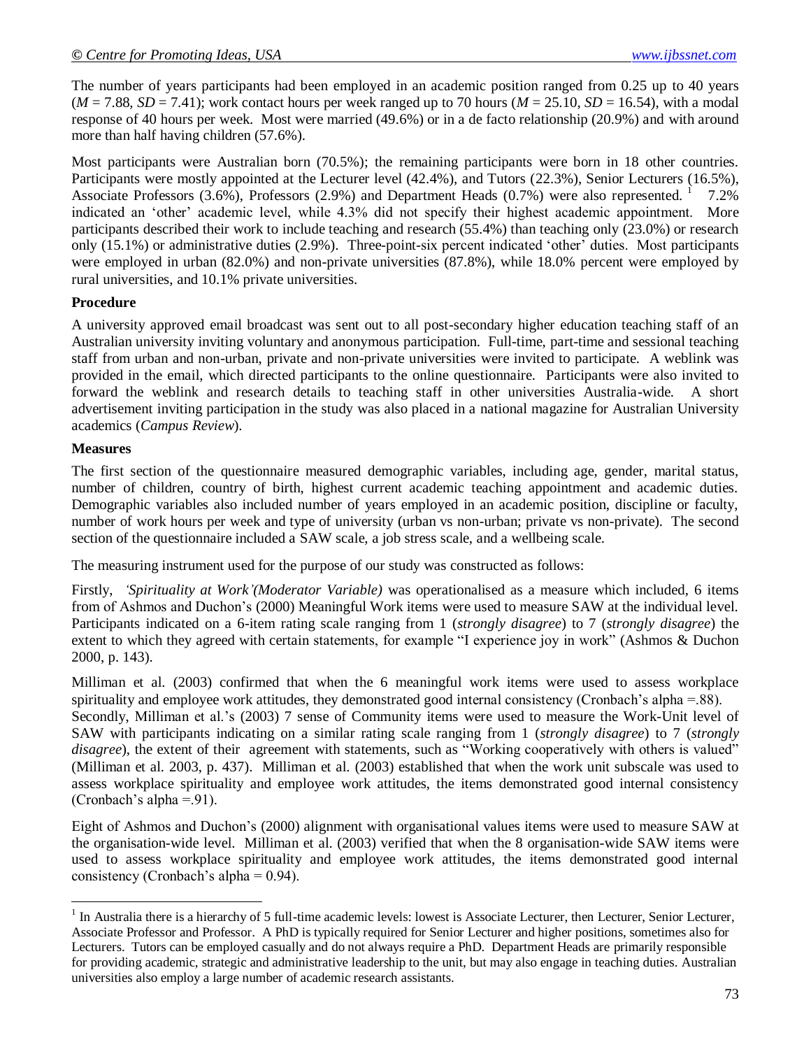The number of years participants had been employed in an academic position ranged from 0.25 up to 40 years ($M$ = 7.88, $SD$ = 7.41); work contact hours per week ranged up to 70 hours ($M$ = 25.10, $SD$ = 16.54), with a modal response of 40 hours per week. Most were married (49.6%) or in a de facto relationship (20.9%) and with around more than half having children (57.6%).

Most participants were Australian born (70.5%); the remaining participants were born in 18 other countries. Participants were mostly appointed at the Lecturer level (42.4%), and Tutors (22.3%), Senior Lecturers (16.5%), Associate Professors (3.6%), Professors (2.9%) and Department Heads (0.7%) were also represented. [1] 7.2% indicated an 'other' academic level, while 4.3% did not specify their highest academic appointment. More participants described their work to include teaching and research (55.4%) than teaching only (23.0%) or research only (15.1%) or administrative duties (2.9%). Three-point-six percent indicated 'other' duties. Most participants were employed in urban (82.0%) and non-private universities (87.8%), while 18.0% percent were employed by rural universities, and 10.1% private universities.

**Procedure**

A university approved email broadcast was sent out to all post-secondary higher education teaching staff of an Australian university inviting voluntary and anonymous participation. Full-time, part-time and sessional teaching staff from urban and non-urban, private and non-private universities were invited to participate. A weblink was provided in the email, which directed participants to the online questionnaire. Participants were also invited to forward the weblink and research details to teaching staff in other universities Australia-wide. A short advertisement inviting participation in the study was also placed in a national magazine for Australian University academics (*Campus Review*).

**Measures**

The first section of the questionnaire measured demographic variables, including age, gender, marital status, number of children, country of birth, highest current academic teaching appointment and academic duties. Demographic variables also included number of years employed in an academic position, discipline or faculty, number of work hours per week and type of university (urban vs non-urban; private vs non-private). The second section of the questionnaire included a SAW scale, a job stress scale, and a wellbeing scale.

The measuring instrument used for the purpose of our study was constructed as follows:

Firstly, *'Spirituality at Work'(Moderator Variable)* was operationalised as a measure which included, 6 items from of Ashmos and Duchon's (2000) Meaningful Work items were used to measure SAW at the individual level. Participants indicated on a 6-item rating scale ranging from 1 (*strongly disagree*) to 7 (*strongly disagree*) the extent to which they agreed with certain statements, for example "I experience joy in work" (Ashmos & Duchon 2000, p. 143).

Milliman et al. (2003) confirmed that when the 6 meaningful work items were used to assess workplace spirituality and employee work attitudes, they demonstrated good internal consistency (Cronbach's alpha =.88).
Secondly, Milliman et al.'s (2003) 7 sense of Community items were used to measure the Work-Unit level of SAW with participants indicating on a similar rating scale ranging from 1 (*strongly disagree*) to 7 (*strongly disagree*), the extent of their agreement with statements, such as "Working cooperatively with others is valued" (Milliman et al. 2003, p. 437). Milliman et al. (2003) established that when the work unit subscale was used to assess workplace spirituality and employee work attitudes, the items demonstrated good internal consistency (Cronbach's alpha =.91).

Eight of Ashmos and Duchon's (2000) alignment with organisational values items were used to measure SAW at the organisation-wide level. Milliman et al. (2003) verified that when the 8 organisation-wide SAW items were used to assess workplace spirituality and employee work attitudes, the items demonstrated good internal consistency (Cronbach's alpha = 0.94).

---

[1] In Australia there is a hierarchy of 5 full-time academic levels: lowest is Associate Lecturer, then Lecturer, Senior Lecturer, Associate Professor and Professor. A PhD is typically required for Senior Lecturer and higher positions, sometimes also for Lecturers. Tutors can be employed casually and do not always require a PhD. Department Heads are primarily responsible for providing academic, strategic and administrative leadership to the unit, but may also engage in teaching duties. Australian universities also employ a large number of academic research assistants.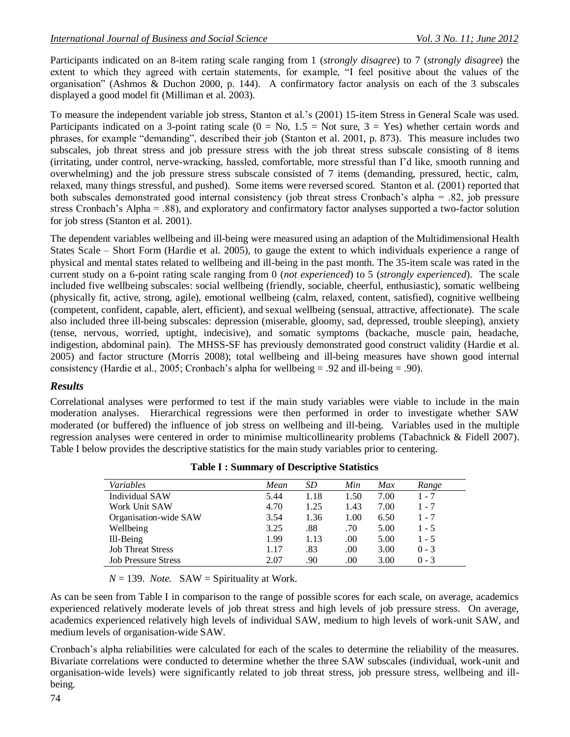Participants indicated on an 8-item rating scale ranging from 1 (*strongly disagree*) to 7 (*strongly disagree*) the extent to which they agreed with certain statements, for example, "I feel positive about the values of the organisation" (Ashmos & Duchon 2000, p. 144). A confirmatory factor analysis on each of the 3 subscales displayed a good model fit (Milliman et al. 2003).

To measure the independent variable job stress, Stanton et al.'s (2001) 15-item Stress in General Scale was used. Participants indicated on a 3-point rating scale (0 = No, 1.5 = Not sure, 3 = Yes) whether certain words and phrases, for example "demanding", described their job (Stanton et al. 2001, p. 873). This measure includes two subscales, job threat stress and job pressure stress with the job threat stress subscale consisting of 8 items (irritating, under control, nerve-wracking, hassled, comfortable, more stressful than I'd like, smooth running and overwhelming) and the job pressure stress subscale consisted of 7 items (demanding, pressured, hectic, calm, relaxed, many things stressful, and pushed). Some items were reversed scored. Stanton et al. (2001) reported that both subscales demonstrated good internal consistency (job threat stress Cronbach's alpha = .82, job pressure stress Cronbach's Alpha = .88), and exploratory and confirmatory factor analyses supported a two-factor solution for job stress (Stanton et al. 2001).

The dependent variables wellbeing and ill-being were measured using an adaption of the Multidimensional Health States Scale – Short Form (Hardie et al. 2005), to gauge the extent to which individuals experience a range of physical and mental states related to wellbeing and ill-being in the past month. The 35-item scale was rated in the current study on a 6-point rating scale ranging from 0 (*not experienced*) to 5 (*strongly experienced*). The scale included five wellbeing subscales: social wellbeing (friendly, sociable, cheerful, enthusiastic), somatic wellbeing (physically fit, active, strong, agile), emotional wellbeing (calm, relaxed, content, satisfied), cognitive wellbeing (competent, confident, capable, alert, efficient), and sexual wellbeing (sensual, attractive, affectionate). The scale also included three ill-being subscales: depression (miserable, gloomy, sad, depressed, trouble sleeping), anxiety (tense, nervous, worried, uptight, indecisive), and somatic symptoms (backache, muscle pain, headache, indigestion, abdominal pain). The MHSS-SF has previously demonstrated good construct validity (Hardie et al. 2005) and factor structure (Morris 2008); total wellbeing and ill-being measures have shown good internal consistency (Hardie et al., 2005; Cronbach's alpha for wellbeing = .92 and ill-being = .90).

## *Results*

Correlational analyses were performed to test if the main study variables were viable to include in the main moderation analyses. Hierarchical regressions were then performed in order to investigate whether SAW moderated (or buffered) the influence of job stress on wellbeing and ill-being. Variables used in the multiple regression analyses were centered in order to minimise multicollinearity problems (Tabachnick & Fidell 2007). Table I below provides the descriptive statistics for the main study variables prior to centering.

**Table I : Summary of Descriptive Statistics**

| *Variables* | *Mean* | *SD* | *Min* | *Max* | *Range* |
|---|---|---|---|---|---|
| Individual SAW | 5.44 | 1.18 | 1.50 | 7.00 | 1 - 7 |
| Work Unit SAW | 4.70 | 1.25 | 1.43 | 7.00 | 1 - 7 |
| Organisation-wide SAW | 3.54 | 1.36 | 1.00 | 6.50 | 1 - 7 |
| Wellbeing | 3.25 | .88 | .70 | 5.00 | 1 - 5 |
| Ill-Being | 1.99 | 1.13 | .00 | 5.00 | 1 - 5 |
| Job Threat Stress | 1.17 | .83 | .00 | 3.00 | 0 - 3 |
| Job Pressure Stress | 2.07 | .90 | .00 | 3.00 | 0 - 3 |

$N$ = 139. *Note.* SAW = Spirituality at Work.

As can be seen from Table I in comparison to the range of possible scores for each scale, on average, academics experienced relatively moderate levels of job threat stress and high levels of job pressure stress. On average, academics experienced relatively high levels of individual SAW, medium to high levels of work-unit SAW, and medium levels of organisation-wide SAW.

Cronbach's alpha reliabilities were calculated for each of the scales to determine the reliability of the measures. Bivariate correlations were conducted to determine whether the three SAW subscales (individual, work-unit and organisation-wide levels) were significantly related to job threat stress, job pressure stress, wellbeing and ill-being.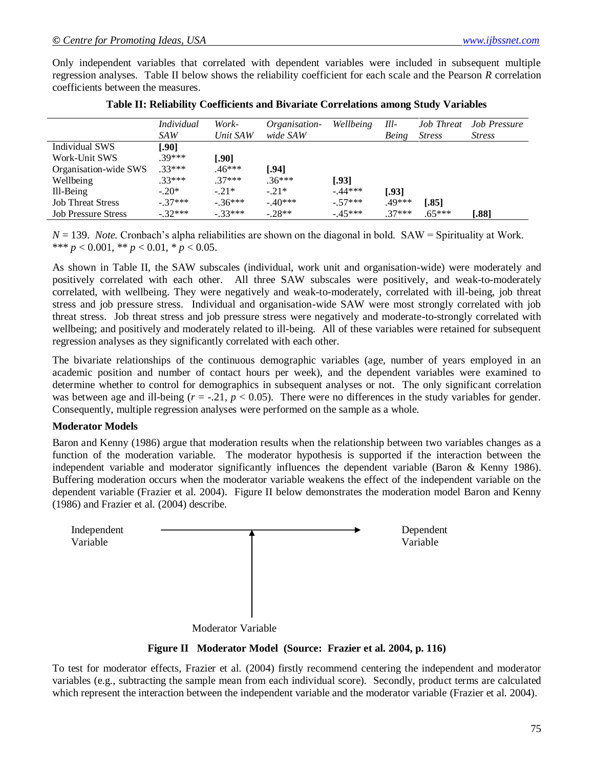Only independent variables that correlated with dependent variables were included in subsequent multiple regression analyses. Table II below shows the reliability coefficient for each scale and the Pearson *R* correlation coefficients between the measures.

**Table II: Reliability Coefficients and Bivariate Correlations among Study Variables**

| | *Individual SAW* | *Work-Unit SAW* | *Organisation-wide SAW* | *Wellbeing* | *Ill-Being* | *Job Threat Stress* | *Job Pressure Stress* |
|---|---|---|---|---|---|---|---|
| Individual SWS | **[.90]** | | | | | | |
| Work-Unit SWS | .39*** | **[.90]** | | | | | |
| Organisation-wide SWS | .33*** | .46*** | **[.94]** | | | | |
| Wellbeing | .33*** | .37*** | .36*** | **[.93]** | | | |
| Ill-Being | -.20* | -.21* | -.21* | -.44*** | **[.93]** | | |
| Job Threat Stress | -.37*** | -.36*** | -.40*** | -.57*** | .49*** | **[.85]** | |
| Job Pressure Stress | -.32*** | -.33*** | -.28** | -.45*** | .37*** | .65*** | **[.88]** |

*N* = 139. *Note.* Cronbach's alpha reliabilities are shown on the diagonal in bold. SAW = Spirituality at Work.
*** $p < 0.001$, ** $p < 0.01$, * $p < 0.05$.

As shown in Table II, the SAW subscales (individual, work unit and organisation-wide) were moderately and positively correlated with each other. All three SAW subscales were positively, and weak-to-moderately correlated, with wellbeing. They were negatively and weak-to-moderately, correlated with ill-being, job threat stress and job pressure stress. Individual and organisation-wide SAW were most strongly correlated with job threat stress. Job threat stress and job pressure stress were negatively and moderate-to-strongly correlated with wellbeing; and positively and moderately related to ill-being. All of these variables were retained for subsequent regression analyses as they significantly correlated with each other.

The bivariate relationships of the continuous demographic variables (age, number of years employed in an academic position and number of contact hours per week), and the dependent variables were examined to determine whether to control for demographics in subsequent analyses or not. The only significant correlation was between age and ill-being ($r = -.21$, $p < 0.05$). There were no differences in the study variables for gender. Consequently, multiple regression analyses were performed on the sample as a whole.

**Moderator Models**

Baron and Kenny (1986) argue that moderation results when the relationship between two variables changes as a function of the moderation variable. The moderator hypothesis is supported if the interaction between the independent variable and moderator significantly influences the dependent variable (Baron & Kenny 1986). Buffering moderation occurs when the moderator variable weakens the effect of the independent variable on the dependent variable (Frazier et al. 2004). Figure II below demonstrates the moderation model Baron and Kenny (1986) and Frazier et al. (2004) describe.

Independent Variable → Dependent Variable

Moderator Variable

**Figure II Moderator Model (Source: Frazier et al. 2004, p. 116)**

To test for moderator effects, Frazier et al. (2004) firstly recommend centering the independent and moderator variables (e.g., subtracting the sample mean from each individual score). Secondly, product terms are calculated which represent the interaction between the independent variable and the moderator variable (Frazier et al. 2004).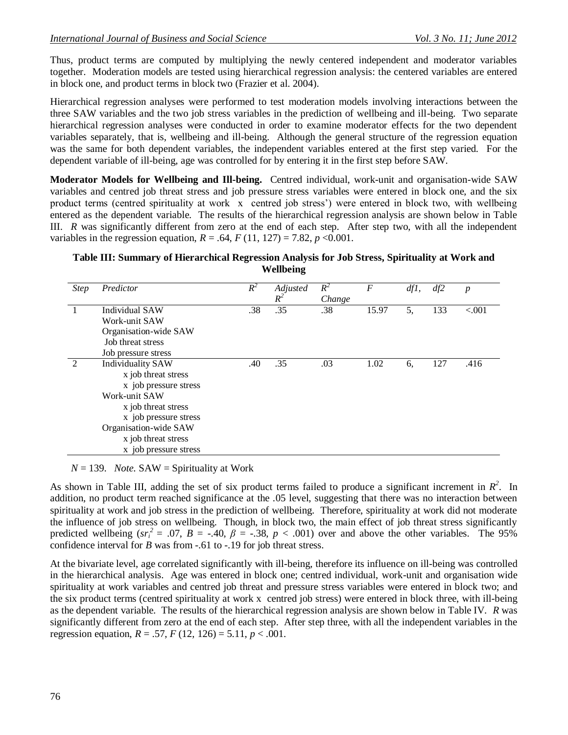Thus, product terms are computed by multiplying the newly centered independent and moderator variables together. Moderation models are tested using hierarchical regression analysis: the centered variables are entered in block one, and product terms in block two (Frazier et al. 2004).

Hierarchical regression analyses were performed to test moderation models involving interactions between the three SAW variables and the two job stress variables in the prediction of wellbeing and ill-being. Two separate hierarchical regression analyses were conducted in order to examine moderator effects for the two dependent variables separately, that is, wellbeing and ill-being. Although the general structure of the regression equation was the same for both dependent variables, the independent variables entered at the first step varied. For the dependent variable of ill-being, age was controlled for by entering it in the first step before SAW.

**Moderator Models for Wellbeing and Ill-being.** Centred individual, work-unit and organisation-wide SAW variables and centred job threat stress and job pressure stress variables were entered in block one, and the six product terms (centred spirituality at work x centred job stress') were entered in block two, with wellbeing entered as the dependent variable. The results of the hierarchical regression analysis are shown below in Table III. *R* was significantly different from zero at the end of each step. After step two, with all the independent variables in the regression equation, $R = .64$, $F(11, 127) = 7.82$, $p < 0.001$.

**Table III: Summary of Hierarchical Regression Analysis for Job Stress, Spirituality at Work and Wellbeing**

| *Step* | *Predictor* | $R^2$ | *Adjusted* $R^2$ | $R^2$ *Change* | *F* | *df1,* | *df2* | *p* |
|---|---|---|---|---|---|---|---|---|
| 1 | Individual SAW<br>Work-unit SAW<br>Organisation-wide SAW<br>Job threat stress<br>Job pressure stress | .38 | .35 | .38 | 15.97 | 5, | 133 | <.001 |
| 2 | Individuality SAW<br>x job threat stress<br>x job pressure stress<br>Work-unit SAW<br>x job threat stress<br>x job pressure stress<br>Organisation-wide SAW<br>x job threat stress<br>x job pressure stress | .40 | .35 | .03 | 1.02 | 6, | 127 | .416 |

$N = 139$. *Note.* SAW = Spirituality at Work

As shown in Table III, adding the set of six product terms failed to produce a significant increment in $R^2$. In addition, no product term reached significance at the .05 level, suggesting that there was no interaction between spirituality at work and job stress in the prediction of wellbeing. Therefore, spirituality at work did not moderate the influence of job stress on wellbeing. Though, in block two, the main effect of job threat stress significantly predicted wellbeing ($sr_i^2 = .07$, $B = -.40$, $\beta = -.38$, $p < .001$) over and above the other variables. The 95% confidence interval for *B* was from -.61 to -.19 for job threat stress.

At the bivariate level, age correlated significantly with ill-being, therefore its influence on ill-being was controlled in the hierarchical analysis. Age was entered in block one; centred individual, work-unit and organisation wide spirituality at work variables and centred job threat and pressure stress variables were entered in block two; and the six product terms (centred spirituality at work x centred job stress) were entered in block three, with ill-being as the dependent variable. The results of the hierarchical regression analysis are shown below in Table IV. *R* was significantly different from zero at the end of each step. After step three, with all the independent variables in the regression equation, $R = .57$, $F(12, 126) = 5.11$, $p < .001$.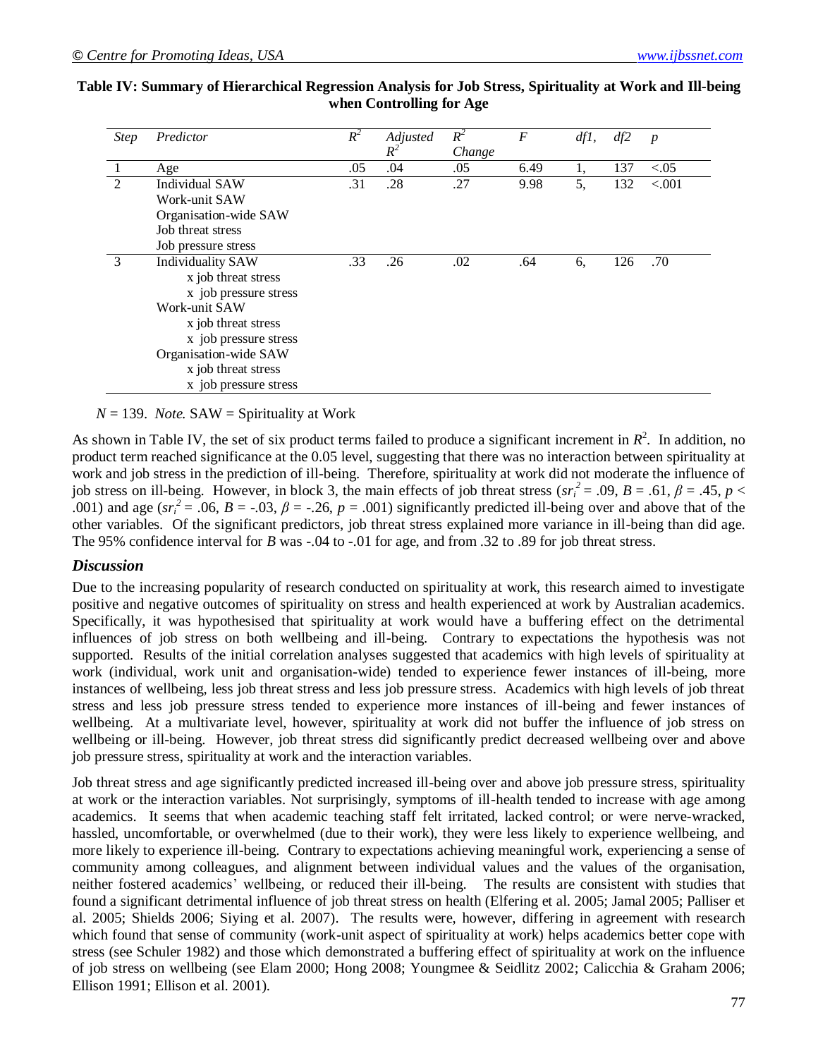**Table IV: Summary of Hierarchical Regression Analysis for Job Stress, Spirituality at Work and Ill-being when Controlling for Age**

| *Step* | *Predictor* | $R^2$ | *Adjusted* $R^2$ | $R^2$ *Change* | *F* | *df1,* | *df2* | *p* |
|---|---|---|---|---|---|---|---|---|
| 1 | Age | .05 | .04 | .05 | 6.49 | 1, | 137 | <.05 |
| 2 | Individual SAW<br>Work-unit SAW<br>Organisation-wide SAW<br>Job threat stress<br>Job pressure stress | .31 | .28 | .27 | 9.98 | 5, | 132 | <.001 |
| 3 | Individuality SAW<br>x job threat stress<br>x job pressure stress<br>Work-unit SAW<br>x job threat stress<br>x job pressure stress<br>Organisation-wide SAW<br>x job threat stress<br>x job pressure stress | .33 | .26 | .02 | .64 | 6, | 126 | .70 |

$N$ = 139. *Note.* SAW = Spirituality at Work

As shown in Table IV, the set of six product terms failed to produce a significant increment in $R^2$. In addition, no product term reached significance at the 0.05 level, suggesting that there was no interaction between spirituality at work and job stress in the prediction of ill-being. Therefore, spirituality at work did not moderate the influence of job stress on ill-being. However, in block 3, the main effects of job threat stress ($sr_i^2 = .09$, $B = .61$, $\beta = .45$, $p < .001$) and age ($sr_i^2 = .06$, $B = -.03$, $\beta = -.26$, $p = .001$) significantly predicted ill-being over and above that of the other variables. Of the significant predictors, job threat stress explained more variance in ill-being than did age. The 95% confidence interval for $B$ was -.04 to -.01 for age, and from .32 to .89 for job threat stress.

## *Discussion*

Due to the increasing popularity of research conducted on spirituality at work, this research aimed to investigate positive and negative outcomes of spirituality on stress and health experienced at work by Australian academics. Specifically, it was hypothesised that spirituality at work would have a buffering effect on the detrimental influences of job stress on both wellbeing and ill-being. Contrary to expectations the hypothesis was not supported. Results of the initial correlation analyses suggested that academics with high levels of spirituality at work (individual, work unit and organisation-wide) tended to experience fewer instances of ill-being, more instances of wellbeing, less job threat stress and less job pressure stress. Academics with high levels of job threat stress and less job pressure stress tended to experience more instances of ill-being and fewer instances of wellbeing. At a multivariate level, however, spirituality at work did not buffer the influence of job stress on wellbeing or ill-being. However, job threat stress did significantly predict decreased wellbeing over and above job pressure stress, spirituality at work and the interaction variables.

Job threat stress and age significantly predicted increased ill-being over and above job pressure stress, spirituality at work or the interaction variables. Not surprisingly, symptoms of ill-health tended to increase with age among academics. It seems that when academic teaching staff felt irritated, lacked control; or were nerve-wracked, hassled, uncomfortable, or overwhelmed (due to their work), they were less likely to experience wellbeing, and more likely to experience ill-being. Contrary to expectations achieving meaningful work, experiencing a sense of community among colleagues, and alignment between individual values and the values of the organisation, neither fostered academics' wellbeing, or reduced their ill-being. The results are consistent with studies that found a significant detrimental influence of job threat stress on health (Elfering et al. 2005; Jamal 2005; Palliser et al. 2005; Shields 2006; Siying et al. 2007). The results were, however, differing in agreement with research which found that sense of community (work-unit aspect of spirituality at work) helps academics better cope with stress (see Schuler 1982) and those which demonstrated a buffering effect of spirituality at work on the influence of job stress on wellbeing (see Elam 2000; Hong 2008; Youngmee & Seidlitz 2002; Calicchia & Graham 2006; Ellison 1991; Ellison et al. 2001).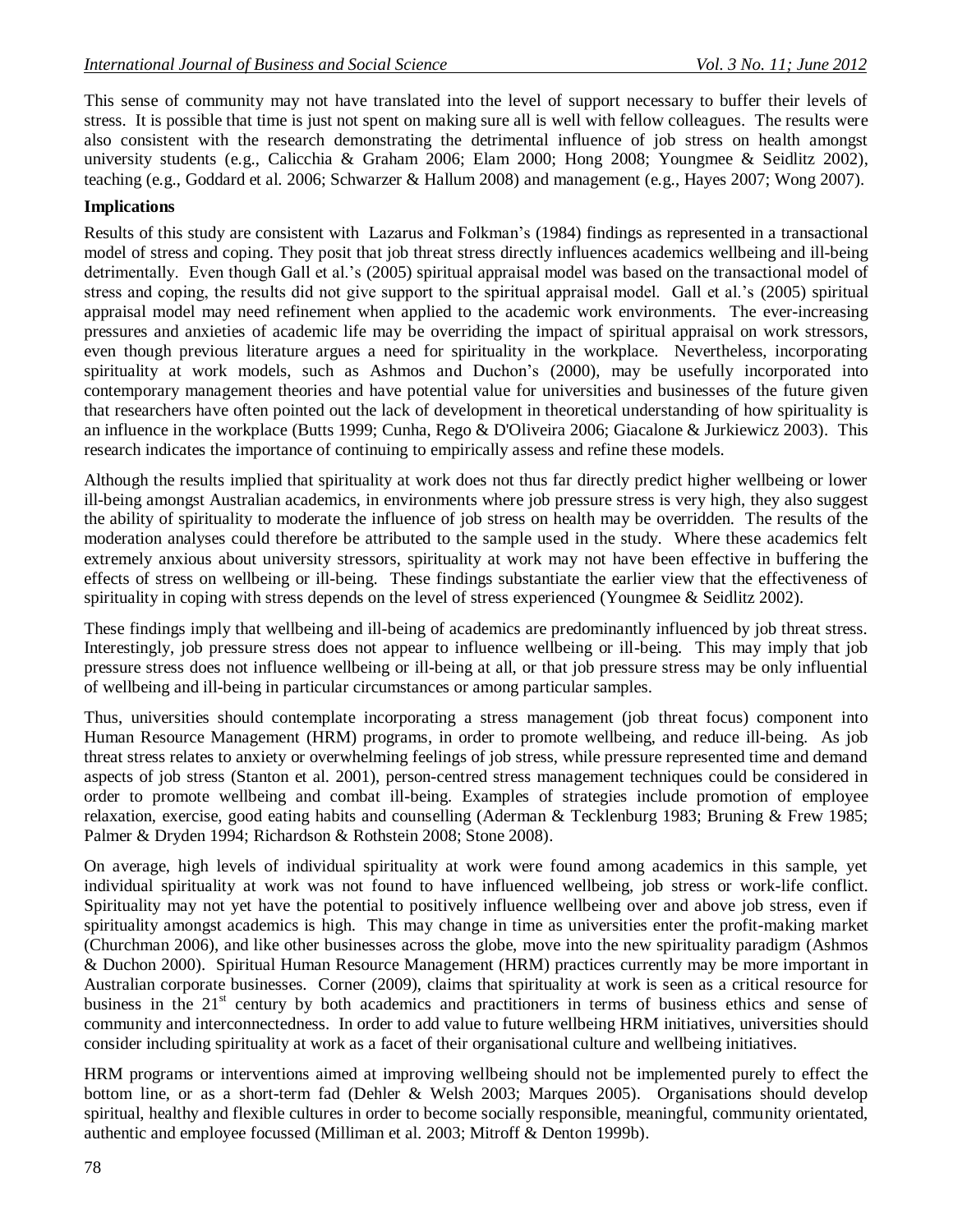This sense of community may not have translated into the level of support necessary to buffer their levels of stress. It is possible that time is just not spent on making sure all is well with fellow colleagues. The results were also consistent with the research demonstrating the detrimental influence of job stress on health amongst university students (e.g., Calicchia & Graham 2006; Elam 2000; Hong 2008; Youngmee & Seidlitz 2002), teaching (e.g., Goddard et al. 2006; Schwarzer & Hallum 2008) and management (e.g., Hayes 2007; Wong 2007).

**Implications**

Results of this study are consistent with Lazarus and Folkman's (1984) findings as represented in a transactional model of stress and coping. They posit that job threat stress directly influences academics wellbeing and ill-being detrimentally. Even though Gall et al.'s (2005) spiritual appraisal model was based on the transactional model of stress and coping, the results did not give support to the spiritual appraisal model. Gall et al.'s (2005) spiritual appraisal model may need refinement when applied to the academic work environments. The ever-increasing pressures and anxieties of academic life may be overriding the impact of spiritual appraisal on work stressors, even though previous literature argues a need for spirituality in the workplace. Nevertheless, incorporating spirituality at work models, such as Ashmos and Duchon's (2000), may be usefully incorporated into contemporary management theories and have potential value for universities and businesses of the future given that researchers have often pointed out the lack of development in theoretical understanding of how spirituality is an influence in the workplace (Butts 1999; Cunha, Rego & D'Oliveira 2006; Giacalone & Jurkiewicz 2003). This research indicates the importance of continuing to empirically assess and refine these models.

Although the results implied that spirituality at work does not thus far directly predict higher wellbeing or lower ill-being amongst Australian academics, in environments where job pressure stress is very high, they also suggest the ability of spirituality to moderate the influence of job stress on health may be overridden. The results of the moderation analyses could therefore be attributed to the sample used in the study. Where these academics felt extremely anxious about university stressors, spirituality at work may not have been effective in buffering the effects of stress on wellbeing or ill-being. These findings substantiate the earlier view that the effectiveness of spirituality in coping with stress depends on the level of stress experienced (Youngmee & Seidlitz 2002).

These findings imply that wellbeing and ill-being of academics are predominantly influenced by job threat stress. Interestingly, job pressure stress does not appear to influence wellbeing or ill-being. This may imply that job pressure stress does not influence wellbeing or ill-being at all, or that job pressure stress may be only influential of wellbeing and ill-being in particular circumstances or among particular samples.

Thus, universities should contemplate incorporating a stress management (job threat focus) component into Human Resource Management (HRM) programs, in order to promote wellbeing, and reduce ill-being. As job threat stress relates to anxiety or overwhelming feelings of job stress, while pressure represented time and demand aspects of job stress (Stanton et al. 2001), person-centred stress management techniques could be considered in order to promote wellbeing and combat ill-being. Examples of strategies include promotion of employee relaxation, exercise, good eating habits and counselling (Aderman & Tecklenburg 1983; Bruning & Frew 1985; Palmer & Dryden 1994; Richardson & Rothstein 2008; Stone 2008).

On average, high levels of individual spirituality at work were found among academics in this sample, yet individual spirituality at work was not found to have influenced wellbeing, job stress or work-life conflict. Spirituality may not yet have the potential to positively influence wellbeing over and above job stress, even if spirituality amongst academics is high. This may change in time as universities enter the profit-making market (Churchman 2006), and like other businesses across the globe, move into the new spirituality paradigm (Ashmos & Duchon 2000). Spiritual Human Resource Management (HRM) practices currently may be more important in Australian corporate businesses. Corner (2009), claims that spirituality at work is seen as a critical resource for business in the 21st century by both academics and practitioners in terms of business ethics and sense of community and interconnectedness. In order to add value to future wellbeing HRM initiatives, universities should consider including spirituality at work as a facet of their organisational culture and wellbeing initiatives.

HRM programs or interventions aimed at improving wellbeing should not be implemented purely to effect the bottom line, or as a short-term fad (Dehler & Welsh 2003; Marques 2005). Organisations should develop spiritual, healthy and flexible cultures in order to become socially responsible, meaningful, community orientated, authentic and employee focussed (Milliman et al. 2003; Mitroff & Denton 1999b).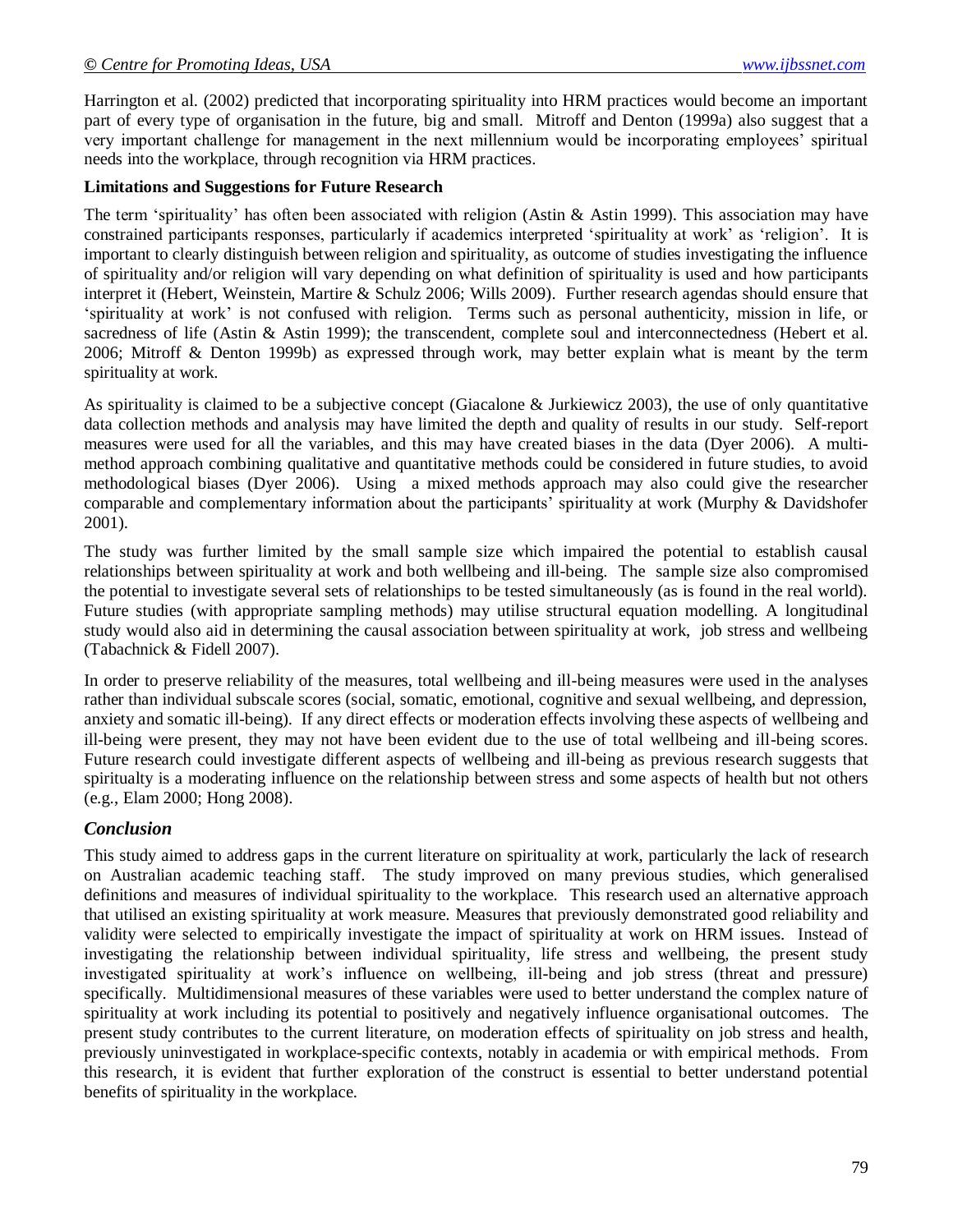Harrington et al. (2002) predicted that incorporating spirituality into HRM practices would become an important part of every type of organisation in the future, big and small. Mitroff and Denton (1999a) also suggest that a very important challenge for management in the next millennium would be incorporating employees' spiritual needs into the workplace, through recognition via HRM practices.

**Limitations and Suggestions for Future Research**

The term 'spirituality' has often been associated with religion (Astin & Astin 1999). This association may have constrained participants responses, particularly if academics interpreted 'spirituality at work' as 'religion'. It is important to clearly distinguish between religion and spirituality, as outcome of studies investigating the influence of spirituality and/or religion will vary depending on what definition of spirituality is used and how participants interpret it (Hebert, Weinstein, Martire & Schulz 2006; Wills 2009). Further research agendas should ensure that 'spirituality at work' is not confused with religion. Terms such as personal authenticity, mission in life, or sacredness of life (Astin & Astin 1999); the transcendent, complete soul and interconnectedness (Hebert et al. 2006; Mitroff & Denton 1999b) as expressed through work, may better explain what is meant by the term spirituality at work.

As spirituality is claimed to be a subjective concept (Giacalone & Jurkiewicz 2003), the use of only quantitative data collection methods and analysis may have limited the depth and quality of results in our study. Self-report measures were used for all the variables, and this may have created biases in the data (Dyer 2006). A multi-method approach combining qualitative and quantitative methods could be considered in future studies, to avoid methodological biases (Dyer 2006). Using a mixed methods approach may also could give the researcher comparable and complementary information about the participants' spirituality at work (Murphy & Davidshofer 2001).

The study was further limited by the small sample size which impaired the potential to establish causal relationships between spirituality at work and both wellbeing and ill-being. The sample size also compromised the potential to investigate several sets of relationships to be tested simultaneously (as is found in the real world). Future studies (with appropriate sampling methods) may utilise structural equation modelling. A longitudinal study would also aid in determining the causal association between spirituality at work, job stress and wellbeing (Tabachnick & Fidell 2007).

In order to preserve reliability of the measures, total wellbeing and ill-being measures were used in the analyses rather than individual subscale scores (social, somatic, emotional, cognitive and sexual wellbeing, and depression, anxiety and somatic ill-being). If any direct effects or moderation effects involving these aspects of wellbeing and ill-being were present, they may not have been evident due to the use of total wellbeing and ill-being scores. Future research could investigate different aspects of wellbeing and ill-being as previous research suggests that spiritualty is a moderating influence on the relationship between stress and some aspects of health but not others (e.g., Elam 2000; Hong 2008).

## *Conclusion*

This study aimed to address gaps in the current literature on spirituality at work, particularly the lack of research on Australian academic teaching staff. The study improved on many previous studies, which generalised definitions and measures of individual spirituality to the workplace. This research used an alternative approach that utilised an existing spirituality at work measure. Measures that previously demonstrated good reliability and validity were selected to empirically investigate the impact of spirituality at work on HRM issues. Instead of investigating the relationship between individual spirituality, life stress and wellbeing, the present study investigated spirituality at work's influence on wellbeing, ill-being and job stress (threat and pressure) specifically. Multidimensional measures of these variables were used to better understand the complex nature of spirituality at work including its potential to positively and negatively influence organisational outcomes. The present study contributes to the current literature, on moderation effects of spirituality on job stress and health, previously uninvestigated in workplace-specific contexts, notably in academia or with empirical methods. From this research, it is evident that further exploration of the construct is essential to better understand potential benefits of spirituality in the workplace.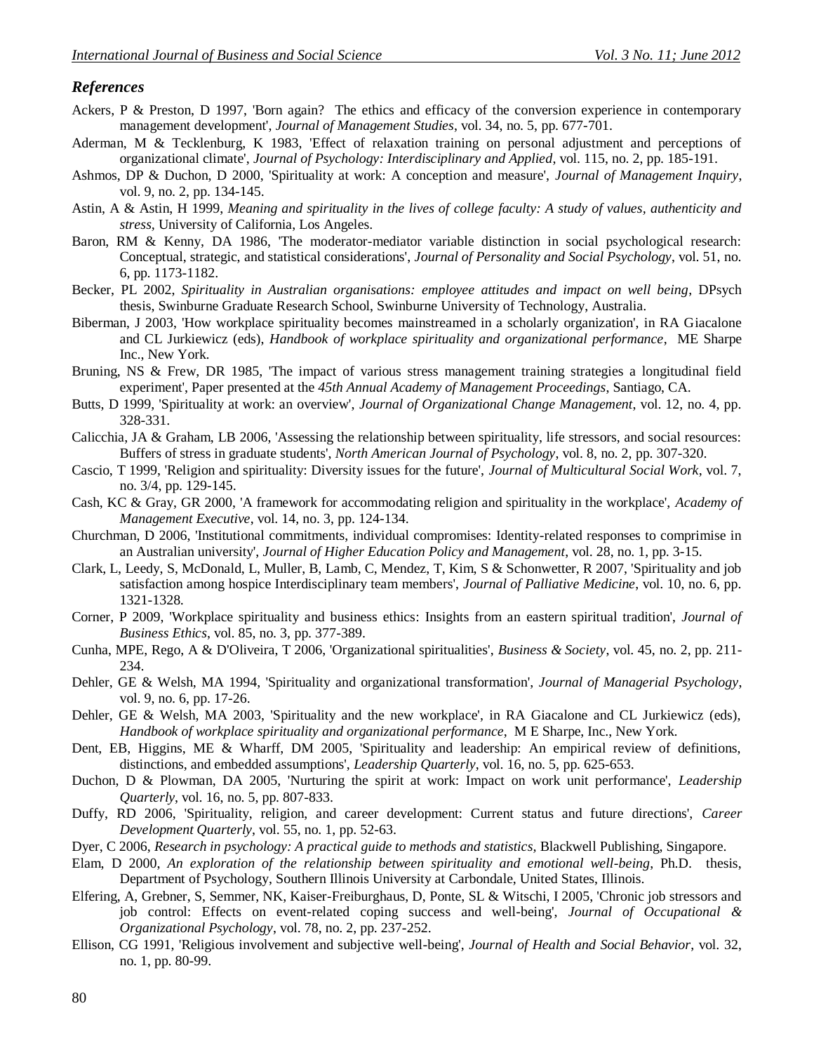## *References*

Ackers, P & Preston, D 1997, 'Born again? The ethics and efficacy of the conversion experience in contemporary management development', *Journal of Management Studies*, vol. 34, no. 5, pp. 677-701.

Aderman, M & Tecklenburg, K 1983, 'Effect of relaxation training on personal adjustment and perceptions of organizational climate', *Journal of Psychology: Interdisciplinary and Applied*, vol. 115, no. 2, pp. 185-191.

Ashmos, DP & Duchon, D 2000, 'Spirituality at work: A conception and measure', *Journal of Management Inquiry*, vol. 9, no. 2, pp. 134-145.

Astin, A & Astin, H 1999, *Meaning and spirituality in the lives of college faculty: A study of values, authenticity and stress*, University of California, Los Angeles.

Baron, RM & Kenny, DA 1986, 'The moderator-mediator variable distinction in social psychological research: Conceptual, strategic, and statistical considerations', *Journal of Personality and Social Psychology*, vol. 51, no. 6, pp. 1173-1182.

Becker, PL 2002, *Spirituality in Australian organisations: employee attitudes and impact on well being*, DPsych thesis, Swinburne Graduate Research School, Swinburne University of Technology, Australia.

Biberman, J 2003, 'How workplace spirituality becomes mainstreamed in a scholarly organization', in RA Giacalone and CL Jurkiewicz (eds), *Handbook of workplace spirituality and organizational performance*, ME Sharpe Inc., New York.

Bruning, NS & Frew, DR 1985, 'The impact of various stress management training strategies a longitudinal field experiment', Paper presented at the *45th Annual Academy of Management Proceedings*, Santiago, CA.

Butts, D 1999, 'Spirituality at work: an overview', *Journal of Organizational Change Management*, vol. 12, no. 4, pp. 328-331.

Calicchia, JA & Graham, LB 2006, 'Assessing the relationship between spirituality, life stressors, and social resources: Buffers of stress in graduate students', *North American Journal of Psychology*, vol. 8, no. 2, pp. 307-320.

Cascio, T 1999, 'Religion and spirituality: Diversity issues for the future', *Journal of Multicultural Social Work*, vol. 7, no. 3/4, pp. 129-145.

Cash, KC & Gray, GR 2000, 'A framework for accommodating religion and spirituality in the workplace', *Academy of Management Executive*, vol. 14, no. 3, pp. 124-134.

Churchman, D 2006, 'Institutional commitments, individual compromises: Identity-related responses to comprimise in an Australian university', *Journal of Higher Education Policy and Management*, vol. 28, no. 1, pp. 3-15.

Clark, L, Leedy, S, McDonald, L, Muller, B, Lamb, C, Mendez, T, Kim, S & Schonwetter, R 2007, 'Spirituality and job satisfaction among hospice Interdisciplinary team members', *Journal of Palliative Medicine*, vol. 10, no. 6, pp. 1321-1328.

Corner, P 2009, 'Workplace spirituality and business ethics: Insights from an eastern spiritual tradition', *Journal of Business Ethics*, vol. 85, no. 3, pp. 377-389.

Cunha, MPE, Rego, A & D'Oliveira, T 2006, 'Organizational spiritualities', *Business & Society*, vol. 45, no. 2, pp. 211-234.

Dehler, GE & Welsh, MA 1994, 'Spirituality and organizational transformation', *Journal of Managerial Psychology*, vol. 9, no. 6, pp. 17-26.

Dehler, GE & Welsh, MA 2003, 'Spirituality and the new workplace', in RA Giacalone and CL Jurkiewicz (eds), *Handbook of workplace spirituality and organizational performance*, M E Sharpe, Inc., New York.

Dent, EB, Higgins, ME & Wharff, DM 2005, 'Spirituality and leadership: An empirical review of definitions, distinctions, and embedded assumptions', *Leadership Quarterly*, vol. 16, no. 5, pp. 625-653.

Duchon, D & Plowman, DA 2005, 'Nurturing the spirit at work: Impact on work unit performance', *Leadership Quarterly*, vol. 16, no. 5, pp. 807-833.

Duffy, RD 2006, 'Spirituality, religion, and career development: Current status and future directions', *Career Development Quarterly*, vol. 55, no. 1, pp. 52-63.

Dyer, C 2006, *Research in psychology: A practical guide to methods and statistics*, Blackwell Publishing, Singapore.

Elam, D 2000, *An exploration of the relationship between spirituality and emotional well-being*, Ph.D. thesis, Department of Psychology, Southern Illinois University at Carbondale, United States, Illinois.

Elfering, A, Grebner, S, Semmer, NK, Kaiser-Freiburghaus, D, Ponte, SL & Witschi, I 2005, 'Chronic job stressors and job control: Effects on event-related coping success and well-being', *Journal of Occupational & Organizational Psychology*, vol. 78, no. 2, pp. 237-252.

Ellison, CG 1991, 'Religious involvement and subjective well-being', *Journal of Health and Social Behavior*, vol. 32, no. 1, pp. 80-99.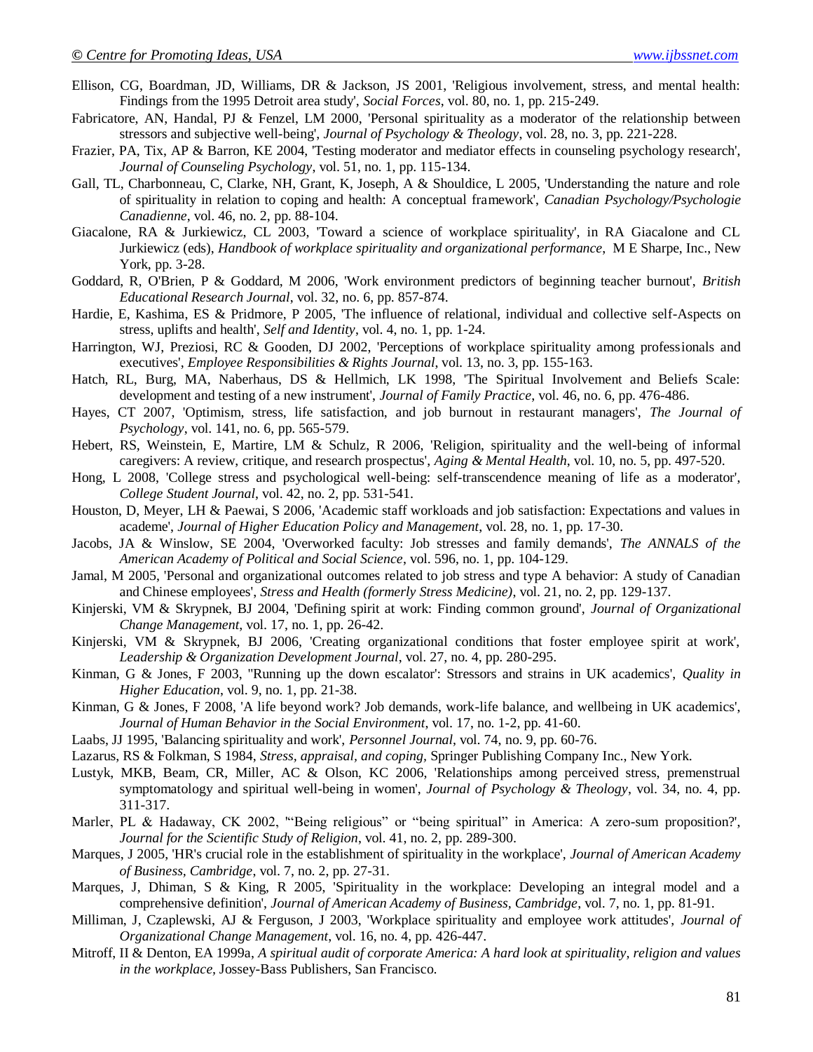Ellison, CG, Boardman, JD, Williams, DR & Jackson, JS 2001, 'Religious involvement, stress, and mental health: Findings from the 1995 Detroit area study', *Social Forces*, vol. 80, no. 1, pp. 215-249.

Fabricatore, AN, Handal, PJ & Fenzel, LM 2000, 'Personal spirituality as a moderator of the relationship between stressors and subjective well-being', *Journal of Psychology & Theology*, vol. 28, no. 3, pp. 221-228.

Frazier, PA, Tix, AP & Barron, KE 2004, 'Testing moderator and mediator effects in counseling psychology research', *Journal of Counseling Psychology*, vol. 51, no. 1, pp. 115-134.

Gall, TL, Charbonneau, C, Clarke, NH, Grant, K, Joseph, A & Shouldice, L 2005, 'Understanding the nature and role of spirituality in relation to coping and health: A conceptual framework', *Canadian Psychology/Psychologie Canadienne*, vol. 46, no. 2, pp. 88-104.

Giacalone, RA & Jurkiewicz, CL 2003, 'Toward a science of workplace spirituality', in RA Giacalone and CL Jurkiewicz (eds), *Handbook of workplace spirituality and organizational performance*, M E Sharpe, Inc., New York, pp. 3-28.

Goddard, R, O'Brien, P & Goddard, M 2006, 'Work environment predictors of beginning teacher burnout', *British Educational Research Journal*, vol. 32, no. 6, pp. 857-874.

Hardie, E, Kashima, ES & Pridmore, P 2005, 'The influence of relational, individual and collective self-Aspects on stress, uplifts and health', *Self and Identity*, vol. 4, no. 1, pp. 1-24.

Harrington, WJ, Preziosi, RC & Gooden, DJ 2002, 'Perceptions of workplace spirituality among professionals and executives', *Employee Responsibilities & Rights Journal*, vol. 13, no. 3, pp. 155-163.

Hatch, RL, Burg, MA, Naberhaus, DS & Hellmich, LK 1998, 'The Spiritual Involvement and Beliefs Scale: development and testing of a new instrument', *Journal of Family Practice*, vol. 46, no. 6, pp. 476-486.

Hayes, CT 2007, 'Optimism, stress, life satisfaction, and job burnout in restaurant managers', *The Journal of Psychology*, vol. 141, no. 6, pp. 565-579.

Hebert, RS, Weinstein, E, Martire, LM & Schulz, R 2006, 'Religion, spirituality and the well-being of informal caregivers: A review, critique, and research prospectus', *Aging & Mental Health*, vol. 10, no. 5, pp. 497-520.

Hong, L 2008, 'College stress and psychological well-being: self-transcendence meaning of life as a moderator', *College Student Journal*, vol. 42, no. 2, pp. 531-541.

Houston, D, Meyer, LH & Paewai, S 2006, 'Academic staff workloads and job satisfaction: Expectations and values in academe', *Journal of Higher Education Policy and Management*, vol. 28, no. 1, pp. 17-30.

Jacobs, JA & Winslow, SE 2004, 'Overworked faculty: Job stresses and family demands', *The ANNALS of the American Academy of Political and Social Science*, vol. 596, no. 1, pp. 104-129.

Jamal, M 2005, 'Personal and organizational outcomes related to job stress and type A behavior: A study of Canadian and Chinese employees', *Stress and Health (formerly Stress Medicine)*, vol. 21, no. 2, pp. 129-137.

Kinjerski, VM & Skrypnek, BJ 2004, 'Defining spirit at work: Finding common ground', *Journal of Organizational Change Management*, vol. 17, no. 1, pp. 26-42.

Kinjerski, VM & Skrypnek, BJ 2006, 'Creating organizational conditions that foster employee spirit at work', *Leadership & Organization Development Journal*, vol. 27, no. 4, pp. 280-295.

Kinman, G & Jones, F 2003, ''Running up the down escalator': Stressors and strains in UK academics', *Quality in Higher Education*, vol. 9, no. 1, pp. 21-38.

Kinman, G & Jones, F 2008, 'A life beyond work? Job demands, work-life balance, and wellbeing in UK academics', *Journal of Human Behavior in the Social Environment*, vol. 17, no. 1-2, pp. 41-60.

Laabs, JJ 1995, 'Balancing spirituality and work', *Personnel Journal*, vol. 74, no. 9, pp. 60-76.

Lazarus, RS & Folkman, S 1984, *Stress, appraisal, and coping,* Springer Publishing Company Inc., New York.

Lustyk, MKB, Beam, CR, Miller, AC & Olson, KC 2006, 'Relationships among perceived stress, premenstrual symptomatology and spiritual well-being in women', *Journal of Psychology & Theology*, vol. 34, no. 4, pp. 311-317.

Marler, PL & Hadaway, CK 2002, '"Being religious" or "being spiritual" in America: A zero-sum proposition?', *Journal for the Scientific Study of Religion*, vol. 41, no. 2, pp. 289-300.

Marques, J 2005, 'HR's crucial role in the establishment of spirituality in the workplace', *Journal of American Academy of Business, Cambridge*, vol. 7, no. 2, pp. 27-31.

Marques, J, Dhiman, S & King, R 2005, 'Spirituality in the workplace: Developing an integral model and a comprehensive definition', *Journal of American Academy of Business, Cambridge*, vol. 7, no. 1, pp. 81-91.

Milliman, J, Czaplewski, AJ & Ferguson, J 2003, 'Workplace spirituality and employee work attitudes', *Journal of Organizational Change Management*, vol. 16, no. 4, pp. 426-447.

Mitroff, II & Denton, EA 1999a, *A spiritual audit of corporate America: A hard look at spirituality, religion and values in the workplace,* Jossey-Bass Publishers, San Francisco.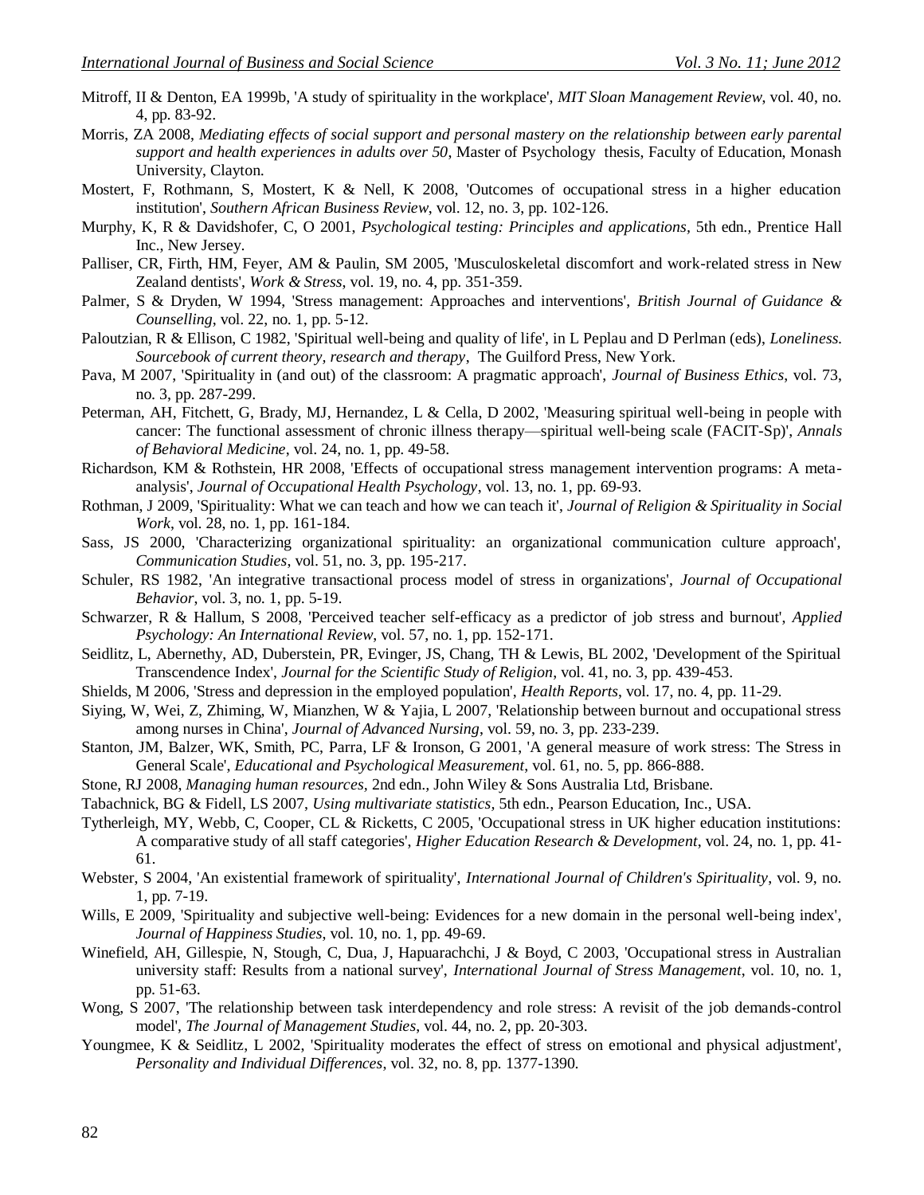Mitroff, II & Denton, EA 1999b, 'A study of spirituality in the workplace', *MIT Sloan Management Review*, vol. 40, no. 4, pp. 83-92.

Morris, ZA 2008, *Mediating effects of social support and personal mastery on the relationship between early parental support and health experiences in adults over 50*, Master of Psychology thesis, Faculty of Education, Monash University, Clayton.

Mostert, F, Rothmann, S, Mostert, K & Nell, K 2008, 'Outcomes of occupational stress in a higher education institution', *Southern African Business Review*, vol. 12, no. 3, pp. 102-126.

Murphy, K, R & Davidshofer, C, O 2001, *Psychological testing: Principles and applications*, 5th edn., Prentice Hall Inc., New Jersey.

Palliser, CR, Firth, HM, Feyer, AM & Paulin, SM 2005, 'Musculoskeletal discomfort and work-related stress in New Zealand dentists', *Work & Stress*, vol. 19, no. 4, pp. 351-359.

Palmer, S & Dryden, W 1994, 'Stress management: Approaches and interventions', *British Journal of Guidance & Counselling*, vol. 22, no. 1, pp. 5-12.

Paloutzian, R & Ellison, C 1982, 'Spiritual well-being and quality of life', in L Peplau and D Perlman (eds), *Loneliness. Sourcebook of current theory, research and therapy*, The Guilford Press, New York.

Pava, M 2007, 'Spirituality in (and out) of the classroom: A pragmatic approach', *Journal of Business Ethics*, vol. 73, no. 3, pp. 287-299.

Peterman, AH, Fitchett, G, Brady, MJ, Hernandez, L & Cella, D 2002, 'Measuring spiritual well-being in people with cancer: The functional assessment of chronic illness therapy—spiritual well-being scale (FACIT-Sp)', *Annals of Behavioral Medicine*, vol. 24, no. 1, pp. 49-58.

Richardson, KM & Rothstein, HR 2008, 'Effects of occupational stress management intervention programs: A meta-analysis', *Journal of Occupational Health Psychology*, vol. 13, no. 1, pp. 69-93.

Rothman, J 2009, 'Spirituality: What we can teach and how we can teach it', *Journal of Religion & Spirituality in Social Work*, vol. 28, no. 1, pp. 161-184.

Sass, JS 2000, 'Characterizing organizational spirituality: an organizational communication culture approach', *Communication Studies*, vol. 51, no. 3, pp. 195-217.

Schuler, RS 1982, 'An integrative transactional process model of stress in organizations', *Journal of Occupational Behavior*, vol. 3, no. 1, pp. 5-19.

Schwarzer, R & Hallum, S 2008, 'Perceived teacher self-efficacy as a predictor of job stress and burnout', *Applied Psychology: An International Review*, vol. 57, no. 1, pp. 152-171.

Seidlitz, L, Abernethy, AD, Duberstein, PR, Evinger, JS, Chang, TH & Lewis, BL 2002, 'Development of the Spiritual Transcendence Index', *Journal for the Scientific Study of Religion*, vol. 41, no. 3, pp. 439-453.

Shields, M 2006, 'Stress and depression in the employed population', *Health Reports*, vol. 17, no. 4, pp. 11-29.

Siying, W, Wei, Z, Zhiming, W, Mianzhen, W & Yajia, L 2007, 'Relationship between burnout and occupational stress among nurses in China', *Journal of Advanced Nursing*, vol. 59, no. 3, pp. 233-239.

Stanton, JM, Balzer, WK, Smith, PC, Parra, LF & Ironson, G 2001, 'A general measure of work stress: The Stress in General Scale', *Educational and Psychological Measurement*, vol. 61, no. 5, pp. 866-888.

Stone, RJ 2008, *Managing human resources*, 2nd edn., John Wiley & Sons Australia Ltd, Brisbane.

Tabachnick, BG & Fidell, LS 2007, *Using multivariate statistics*, 5th edn., Pearson Education, Inc., USA.

Tytherleigh, MY, Webb, C, Cooper, CL & Ricketts, C 2005, 'Occupational stress in UK higher education institutions: A comparative study of all staff categories', *Higher Education Research & Development*, vol. 24, no. 1, pp. 41-61.

Webster, S 2004, 'An existential framework of spirituality', *International Journal of Children's Spirituality*, vol. 9, no. 1, pp. 7-19.

Wills, E 2009, 'Spirituality and subjective well-being: Evidences for a new domain in the personal well-being index', *Journal of Happiness Studies*, vol. 10, no. 1, pp. 49-69.

Winefield, AH, Gillespie, N, Stough, C, Dua, J, Hapuarachchi, J & Boyd, C 2003, 'Occupational stress in Australian university staff: Results from a national survey', *International Journal of Stress Management*, vol. 10, no. 1, pp. 51-63.

Wong, S 2007, 'The relationship between task interdependency and role stress: A revisit of the job demands-control model', *The Journal of Management Studies*, vol. 44, no. 2, pp. 20-303.

Youngmee, K & Seidlitz, L 2002, 'Spirituality moderates the effect of stress on emotional and physical adjustment', *Personality and Individual Differences*, vol. 32, no. 8, pp. 1377-1390.